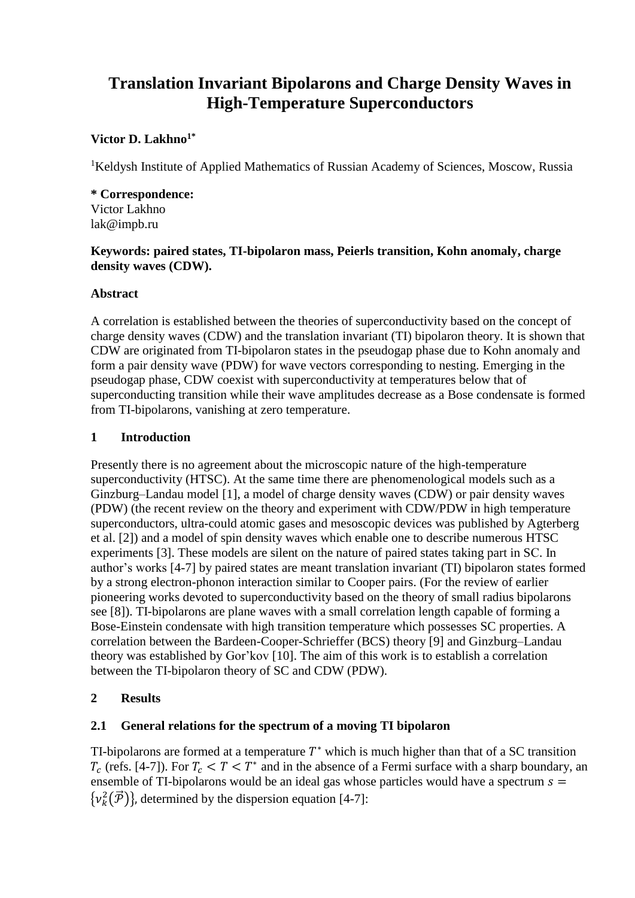# Translation Invariant Bipolarons and Charge Density Waves in High-Temperature Superconductors

**Victor D. Lakhno[1*]**

[1]Keldysh Institute of Applied Mathematics of Russian Academy of Sciences, Moscow, Russia

**\* Correspondence:**
Victor Lakhno
lak@impb.ru

**Keywords: paired states, TI-bipolaron mass, Peierls transition, Kohn anomaly, charge density waves (CDW).**

**Abstract**

A correlation is established between the theories of superconductivity based on the concept of charge density waves (CDW) and the translation invariant (TI) bipolaron theory. It is shown that CDW are originated from TI-bipolaron states in the pseudogap phase due to Kohn anomaly and form a pair density wave (PDW) for wave vectors corresponding to nesting. Emerging in the pseudogap phase, CDW coexist with superconductivity at temperatures below that of superconducting transition while their wave amplitudes decrease as a Bose condensate is formed from TI-bipolarons, vanishing at zero temperature.

## 1 Introduction

Presently there is no agreement about the microscopic nature of the high-temperature superconductivity (HTSC). At the same time there are phenomenological models such as a Ginzburg–Landau model [1], a model of charge density waves (CDW) or pair density waves (PDW) (the recent review on the theory and experiment with CDW/PDW in high temperature superconductors, ultra-could atomic gases and mesoscopic devices was published by Agterberg et al. [2]) and a model of spin density waves which enable one to describe numerous HTSC experiments [3]. These models are silent on the nature of paired states taking part in SC. In author's works [4-7] by paired states are meant translation invariant (TI) bipolaron states formed by a strong electron-phonon interaction similar to Cooper pairs. (For the review of earlier pioneering works devoted to superconductivity based on the theory of small radius bipolarons see [8]). TI-bipolarons are plane waves with a small correlation length capable of forming a Bose-Einstein condensate with high transition temperature which possesses SC properties. A correlation between the Bardeen-Cooper-Schrieffer (BCS) theory [9] and Ginzburg–Landau theory was established by Gor'kov [10]. The aim of this work is to establish a correlation between the TI-bipolaron theory of SC and CDW (PDW).

## 2 Results

### 2.1 General relations for the spectrum of a moving TI bipolaron

TI-bipolarons are formed at a temperature $T^*$ which is much higher than that of a SC transition $T_c$ (refs. [4-7]). For $T_c < T < T^*$ and in the absence of a Fermi surface with a sharp boundary, an ensemble of TI-bipolarons would be an ideal gas whose particles would have a spectrum $s = \{\nu_k^2(\vec{\mathcal{P}})\}$, determined by the dispersion equation [4-7]: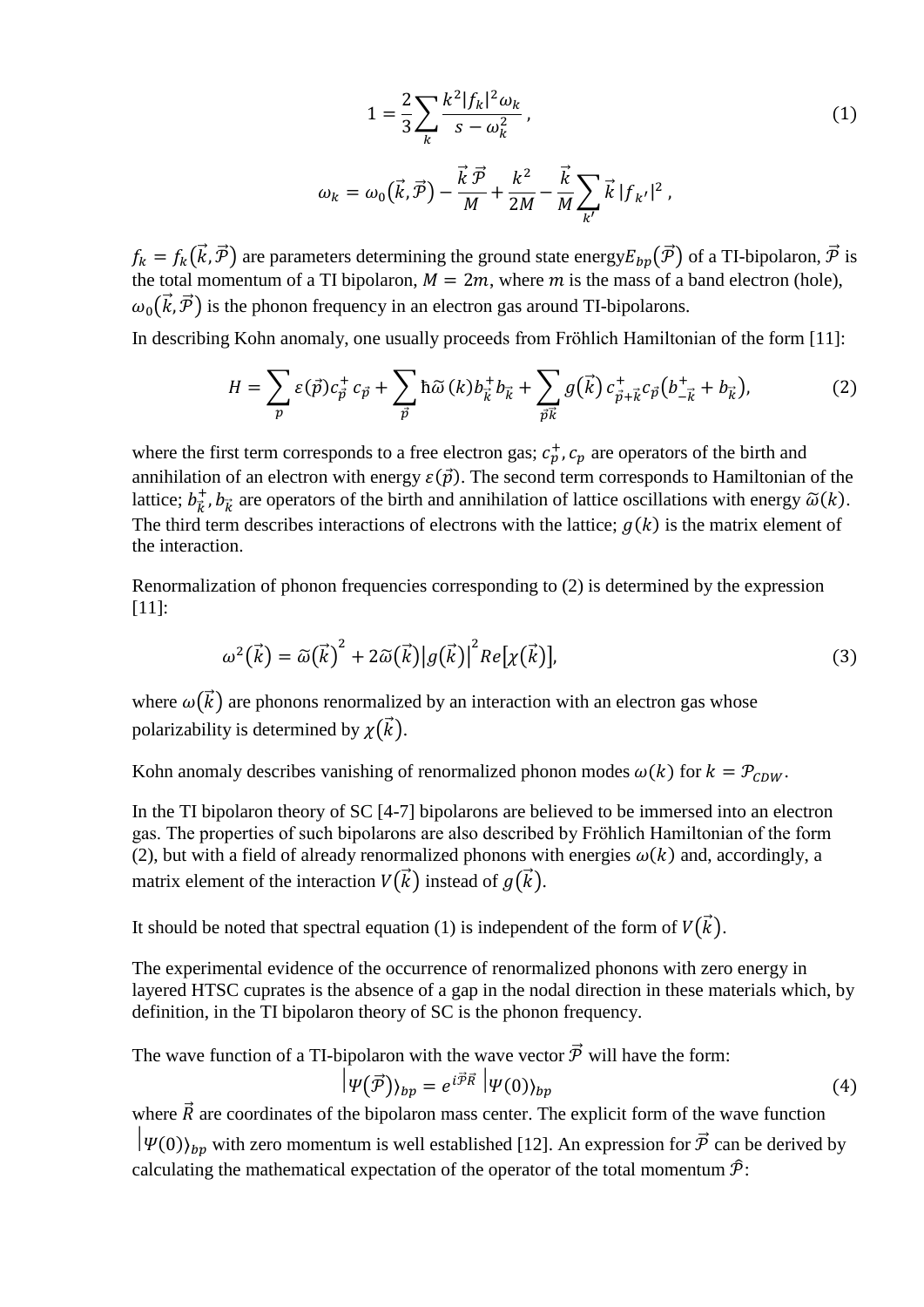$$1 = \frac{2}{3} \sum_k \frac{k^2 |f_k|^2 \omega_k}{s - \omega_k^2}, \tag{1}$$

$$\omega_k = \omega_0(\vec{k}, \vec{\mathcal{P}}) - \frac{\vec{k}\,\vec{\mathcal{P}}}{M} + \frac{k^2}{2M} - \frac{\vec{k}}{M} \sum_{k'} \vec{k}\,|f_{k'}|^2,$$

$f_k = f_k(\vec{k}, \vec{\mathcal{P}})$ are parameters determining the ground state energy $E_{bp}(\vec{\mathcal{P}})$ of a TI-bipolaron, $\vec{\mathcal{P}}$ is the total momentum of a TI bipolaron, $M = 2m$, where $m$ is the mass of a band electron (hole), $\omega_0(\vec{k}, \vec{\mathcal{P}})$ is the phonon frequency in an electron gas around TI-bipolarons.

In describing Kohn anomaly, one usually proceeds from Fröhlich Hamiltonian of the form [11]:

$$H = \sum_p \varepsilon(\vec{p}) c_{\vec{p}}^+ c_{\vec{p}} + \sum_{\vec{p}} \hbar \tilde{\omega}(k) b_{\vec{k}}^+ b_{\vec{k}} + \sum_{\vec{p}\vec{k}} g(\vec{k})\, c_{\vec{p}+\vec{k}}^+ c_{\vec{p}} (b_{-\vec{k}}^+ + b_{\vec{k}}), \tag{2}$$

where the first term corresponds to a free electron gas; $c_p^+, c_p$ are operators of the birth and annihilation of an electron with energy $\varepsilon(\vec{p})$. The second term corresponds to Hamiltonian of the lattice; $b_{\vec{k}}^+, b_{\vec{k}}$ are operators of the birth and annihilation of lattice oscillations with energy $\tilde{\omega}(k)$. The third term describes interactions of electrons with the lattice; $g(k)$ is the matrix element of the interaction.

Renormalization of phonon frequencies corresponding to (2) is determined by the expression [11]:

$$\omega^2(\vec{k}) = \tilde{\omega}(\vec{k})^2 + 2\tilde{\omega}(\vec{k}) |g(\vec{k})|^2 Re[\chi(\vec{k})], \tag{3}$$

where $\omega(\vec{k})$ are phonons renormalized by an interaction with an electron gas whose polarizability is determined by $\chi(\vec{k})$.

Kohn anomaly describes vanishing of renormalized phonon modes $\omega(k)$ for $k = \mathcal{P}_{CDW}$.

In the TI bipolaron theory of SC [4-7] bipolarons are believed to be immersed into an electron gas. The properties of such bipolarons are also described by Fröhlich Hamiltonian of the form (2), but with a field of already renormalized phonons with energies $\omega(k)$ and, accordingly, a matrix element of the interaction $V(\vec{k})$ instead of $g(\vec{k})$.

It should be noted that spectral equation (1) is independent of the form of $V(\vec{k})$.

The experimental evidence of the occurrence of renormalized phonons with zero energy in layered HTSC cuprates is the absence of a gap in the nodal direction in these materials which, by definition, in the TI bipolaron theory of SC is the phonon frequency.

The wave function of a TI-bipolaron with the wave vector $\vec{\mathcal{P}}$ will have the form:

$$|\Psi(\vec{\mathcal{P}})\rangle_{bp} = e^{i\vec{\mathcal{P}}\vec{R}}\, |\Psi(0)\rangle_{bp} \tag{4}$$

where $\vec{R}$ are coordinates of the bipolaron mass center. The explicit form of the wave function $|\Psi(0)\rangle_{bp}$ with zero momentum is well established [12]. An expression for $\vec{\mathcal{P}}$ can be derived by calculating the mathematical expectation of the operator of the total momentum $\hat{\mathcal{P}}$: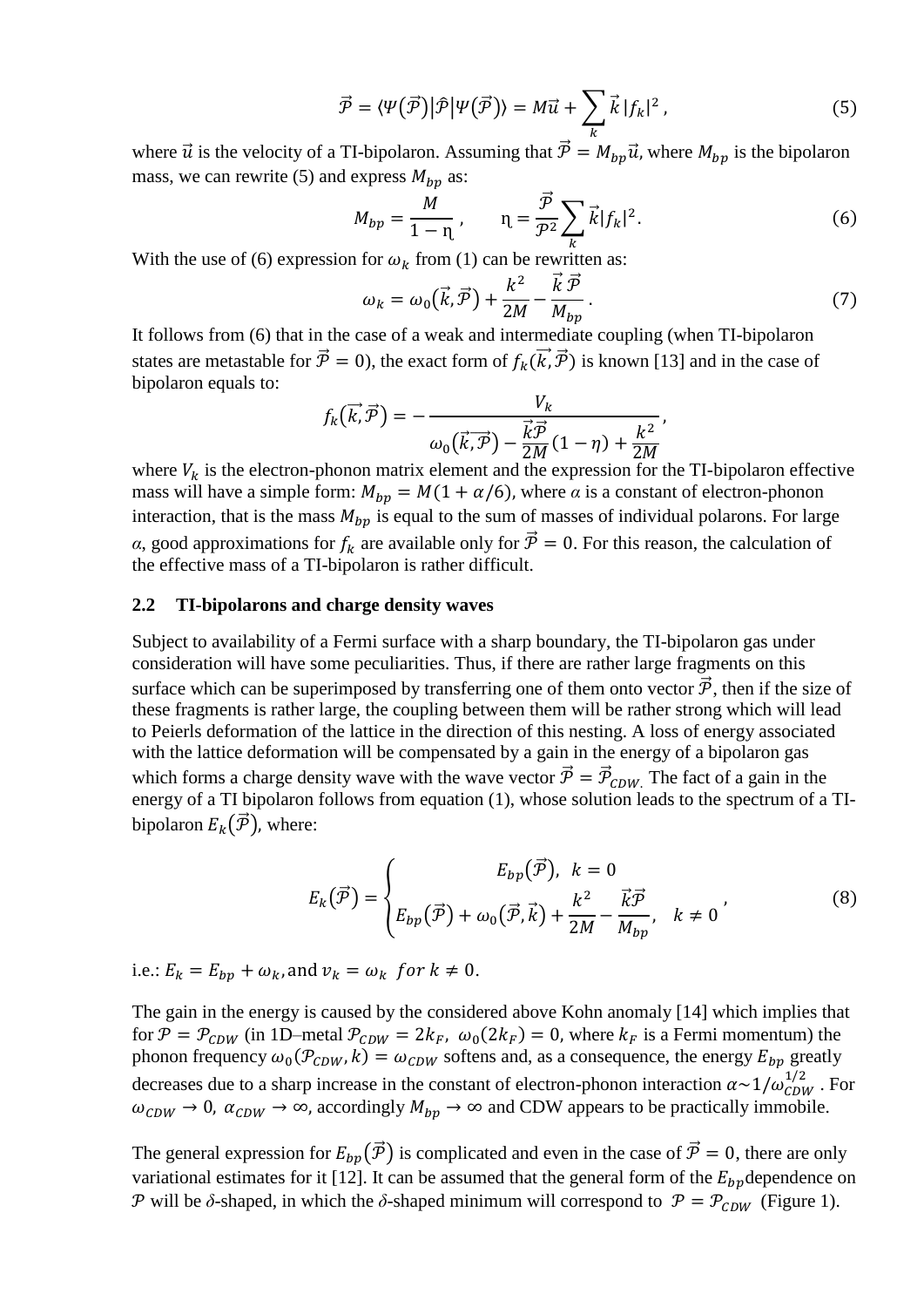$$\vec{\mathcal{P}} = \langle\Psi(\vec{\mathcal{P}})|\hat{\mathcal{P}}|\Psi(\vec{\mathcal{P}})\rangle = M\vec{u} + \sum_k \vec{k}\,|f_k|^2\,, \tag{5}$$

where $\vec{u}$ is the velocity of a TI-bipolaron. Assuming that $\vec{\mathcal{P}} = M_{bp}\vec{u}$, where $M_{bp}$ is the bipolaron mass, we can rewrite (5) and express $M_{bp}$ as:

$$M_{bp} = \frac{M}{1-\eta}\,, \qquad \eta = \frac{\vec{\mathcal{P}}}{\mathcal{P}^2}\sum_k \vec{k}|f_k|^2. \tag{6}$$

With the use of (6) expression for $\omega_k$ from (1) can be rewritten as:

$$\omega_k = \omega_0(\vec{k},\vec{\mathcal{P}}) + \frac{k^2}{2M} - \frac{\vec{k}\,\vec{\mathcal{P}}}{M_{bp}}\,. \tag{7}$$

It follows from (6) that in the case of a weak and intermediate coupling (when TI-bipolaron states are metastable for $\vec{\mathcal{P}} = 0$), the exact form of $f_k(\overrightarrow{k},\vec{\mathcal{P}})$ is known [13] and in the case of bipolaron equals to:

$$f_k(\overrightarrow{k},\vec{\mathcal{P}}) = -\frac{V_k}{\omega_0(\overrightarrow{k},\overrightarrow{\mathcal{P}}) - \frac{\vec{k}\vec{\mathcal{P}}}{2M}(1-\eta) + \frac{k^2}{2M}}\,,$$

where $V_k$ is the electron-phonon matrix element and the expression for the TI-bipolaron effective mass will have a simple form: $M_{bp} = M(1+\alpha/6)$, where $\alpha$ is a constant of electron-phonon interaction, that is the mass $M_{bp}$ is equal to the sum of masses of individual polarons. For large $\alpha$, good approximations for $f_k$ are available only for $\vec{\mathcal{P}} = 0$. For this reason, the calculation of the effective mass of a TI-bipolaron is rather difficult.

### 2.2 TI-bipolarons and charge density waves

Subject to availability of a Fermi surface with a sharp boundary, the TI-bipolaron gas under consideration will have some peculiarities. Thus, if there are rather large fragments on this surface which can be superimposed by transferring one of them onto vector $\vec{\mathcal{P}}$, then if the size of these fragments is rather large, the coupling between them will be rather strong which will lead to Peierls deformation of the lattice in the direction of this nesting. A loss of energy associated with the lattice deformation will be compensated by a gain in the energy of a bipolaron gas which forms a charge density wave with the wave vector $\vec{\mathcal{P}} = \vec{\mathcal{P}}_{CDW}$. The fact of a gain in the energy of a TI bipolaron follows from equation (1), whose solution leads to the spectrum of a TI-bipolaron $E_k(\vec{\mathcal{P}})$, where:

$$E_k(\vec{\mathcal{P}}) = \begin{cases} E_{bp}(\vec{\mathcal{P}}), & k = 0 \\ E_{bp}(\vec{\mathcal{P}}) + \omega_0(\vec{\mathcal{P}},\vec{k}) + \dfrac{k^2}{2M} - \dfrac{\vec{k}\vec{\mathcal{P}}}{M_{bp}}, & k \neq 0 \end{cases}, \tag{8}$$

i.e.: $E_k = E_{bp} + \omega_k$, and $\nu_k = \omega_k$ $for\ k \neq 0$.

The gain in the energy is caused by the considered above Kohn anomaly [14] which implies that for $\mathcal{P} = \mathcal{P}_{CDW}$ (in 1D–metal $\mathcal{P}_{CDW} = 2k_F$, $\omega_0(2k_F) = 0$, where $k_F$ is a Fermi momentum) the phonon frequency $\omega_0(\mathcal{P}_{CDW}, k) = \omega_{CDW}$ softens and, as a consequence, the energy $E_{bp}$ greatly decreases due to a sharp increase in the constant of electron-phonon interaction $\alpha \sim 1/\omega_{CDW}^{1/2}$. For $\omega_{CDW} \to 0$, $\alpha_{CDW} \to \infty$, accordingly $M_{bp} \to \infty$ and CDW appears to be practically immobile.

The general expression for $E_{bp}(\vec{\mathcal{P}})$ is complicated and even in the case of $\vec{\mathcal{P}} = 0$, there are only variational estimates for it [12]. It can be assumed that the general form of the $E_{bp}$ dependence on $\mathcal{P}$ will be $\delta$-shaped, in which the $\delta$-shaped minimum will correspond to $\mathcal{P} = \mathcal{P}_{CDW}$ (Figure 1).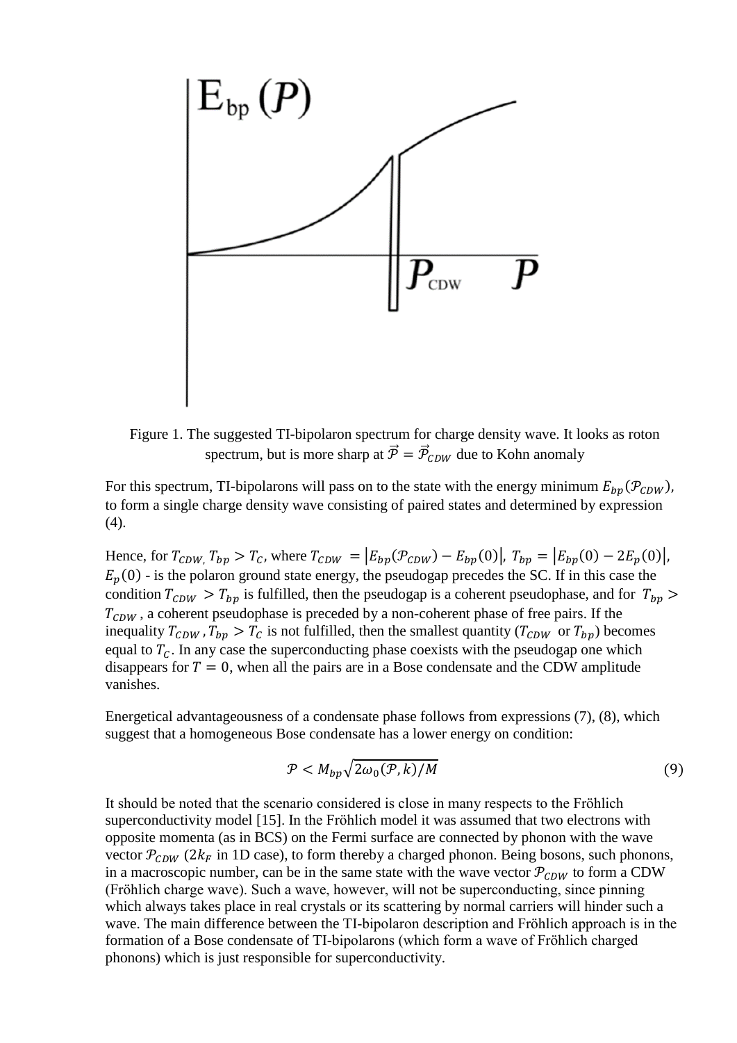Figure 1. The suggested TI-bipolaron spectrum for charge density wave. It looks as roton spectrum, but is more sharp at $\vec{\mathcal{P}} = \vec{\mathcal{P}}_{CDW}$ due to Kohn anomaly

For this spectrum, TI-bipolarons will pass on to the state with the energy minimum $E_{bp}(\mathcal{P}_{CDW})$, to form a single charge density wave consisting of paired states and determined by expression (4).

Hence, for $T_{CDW}, T_{bp} > T_C$, where $T_{CDW} = |E_{bp}(\mathcal{P}_{CDW}) - E_{bp}(0)|$, $T_{bp} = |E_{bp}(0) - 2E_p(0)|$, $E_p(0)$ - is the polaron ground state energy, the pseudogap precedes the SC. If in this case the condition $T_{CDW} > T_{bp}$ is fulfilled, then the pseudogap is a coherent pseudophase, and for $T_{bp} > T_{CDW}$, a coherent pseudophase is preceded by a non-coherent phase of free pairs. If the inequality $T_{CDW}, T_{bp} > T_C$ is not fulfilled, then the smallest quantity ($T_{CDW}$ or $T_{bp}$) becomes equal to $T_C$. In any case the superconducting phase coexists with the pseudogap one which disappears for $T = 0$, when all the pairs are in a Bose condensate and the CDW amplitude vanishes.

Energetical advantageousness of a condensate phase follows from expressions (7), (8), which suggest that a homogeneous Bose condensate has a lower energy on condition:

$$\mathcal{P} < M_{bp}\sqrt{2\omega_0(\mathcal{P}, k)/M} \tag{9}$$

It should be noted that the scenario considered is close in many respects to the Fröhlich superconductivity model [15]. In the Fröhlich model it was assumed that two electrons with opposite momenta (as in BCS) on the Fermi surface are connected by phonon with the wave vector $\mathcal{P}_{CDW}$ ($2k_F$ in 1D case), to form thereby a charged phonon. Being bosons, such phonons, in a macroscopic number, can be in the same state with the wave vector $\mathcal{P}_{CDW}$ to form a CDW (Fröhlich charge wave). Such a wave, however, will not be superconducting, since pinning which always takes place in real crystals or its scattering by normal carriers will hinder such a wave. The main difference between the TI-bipolaron description and Fröhlich approach is in the formation of a Bose condensate of TI-bipolarons (which form a wave of Fröhlich charged phonons) which is just responsible for superconductivity.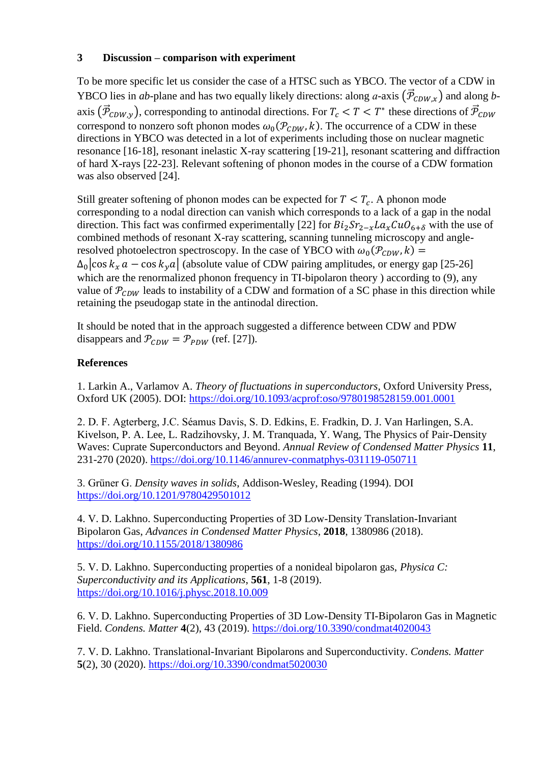## 3 Discussion – comparison with experiment

To be more specific let us consider the case of a HTSC such as YBCO. The vector of a CDW in YBCO lies in *ab*-plane and has two equally likely directions: along *a*-axis $(\vec{\mathcal{P}}_{CDW,x})$ and along *b*-axis $(\vec{\mathcal{P}}_{CDW,y})$, corresponding to antinodal directions. For $T_c < T < T^*$ these directions of $\vec{\mathcal{P}}_{CDW}$ correspond to nonzero soft phonon modes $\omega_0(\mathcal{P}_{CDW}, k)$. The occurrence of a CDW in these directions in YBCO was detected in a lot of experiments including those on nuclear magnetic resonance [16-18], resonant inelastic X-ray scattering [19-21], resonant scattering and diffraction of hard X-rays [22-23]. Relevant softening of phonon modes in the course of a CDW formation was also observed [24].

Still greater softening of phonon modes can be expected for $T < T_c$. A phonon mode corresponding to a nodal direction can vanish which corresponds to a lack of a gap in the nodal direction. This fact was confirmed experimentally [22] for $Bi_2Sr_{2-x}La_xCuO_{6+\delta}$ with the use of combined methods of resonant X-ray scattering, scanning tunneling microscopy and angle-resolved photoelectron spectroscopy. In the case of YBCO with $\omega_0(\mathcal{P}_{CDW}, k) = \Delta_0|\cos k_x a - \cos k_y a|$ (absolute value of CDW pairing amplitudes, or energy gap [25-26] which are the renormalized phonon frequency in TI-bipolaron theory ) according to (9), any value of $\mathcal{P}_{CDW}$ leads to instability of a CDW and formation of a SC phase in this direction while retaining the pseudogap state in the antinodal direction.

It should be noted that in the approach suggested a difference between CDW and PDW disappears and $\mathcal{P}_{CDW} = \mathcal{P}_{PDW}$ (ref. [27]).

**References**

1. Larkin A., Varlamov A. *Theory of fluctuations in superconductors*, Oxford University Press, Oxford UK (2005). DOI: https://doi.org/10.1093/acprof:oso/9780198528159.001.0001

2. D. F. Agterberg, J.C. Séamus Davis, S. D. Edkins, E. Fradkin, D. J. Van Harlingen, S.A. Kivelson, P. A. Lee, L. Radzihovsky, J. M. Tranquada, Y. Wang, The Physics of Pair-Density Waves: Cuprate Superconductors and Beyond. *Annual Review of Condensed Matter Physics* **11**, 231-270 (2020). https://doi.org/10.1146/annurev-conmatphys-031119-050711

3. Grüner G. *Density waves in solids*, Addison-Wesley, Reading (1994). DOI https://doi.org/10.1201/9780429501012

4. V. D. Lakhno. Superconducting Properties of 3D Low-Density Translation-Invariant Bipolaron Gas, *Advances in Condensed Matter Physics*, **2018**, 1380986 (2018). https://doi.org/10.1155/2018/1380986

5. V. D. Lakhno. Superconducting properties of a nonideal bipolaron gas, *Physica C: Superconductivity and its Applications*, **561**, 1-8 (2019). https://doi.org/10.1016/j.physc.2018.10.009

6. V. D. Lakhno. Superconducting Properties of 3D Low-Density TI-Bipolaron Gas in Magnetic Field. *Condens. Matter* **4**(2), 43 (2019). https://doi.org/10.3390/condmat4020043

7. V. D. Lakhno. Translational-Invariant Bipolarons and Superconductivity. *Condens. Matter* **5**(2), 30 (2020). https://doi.org/10.3390/condmat5020030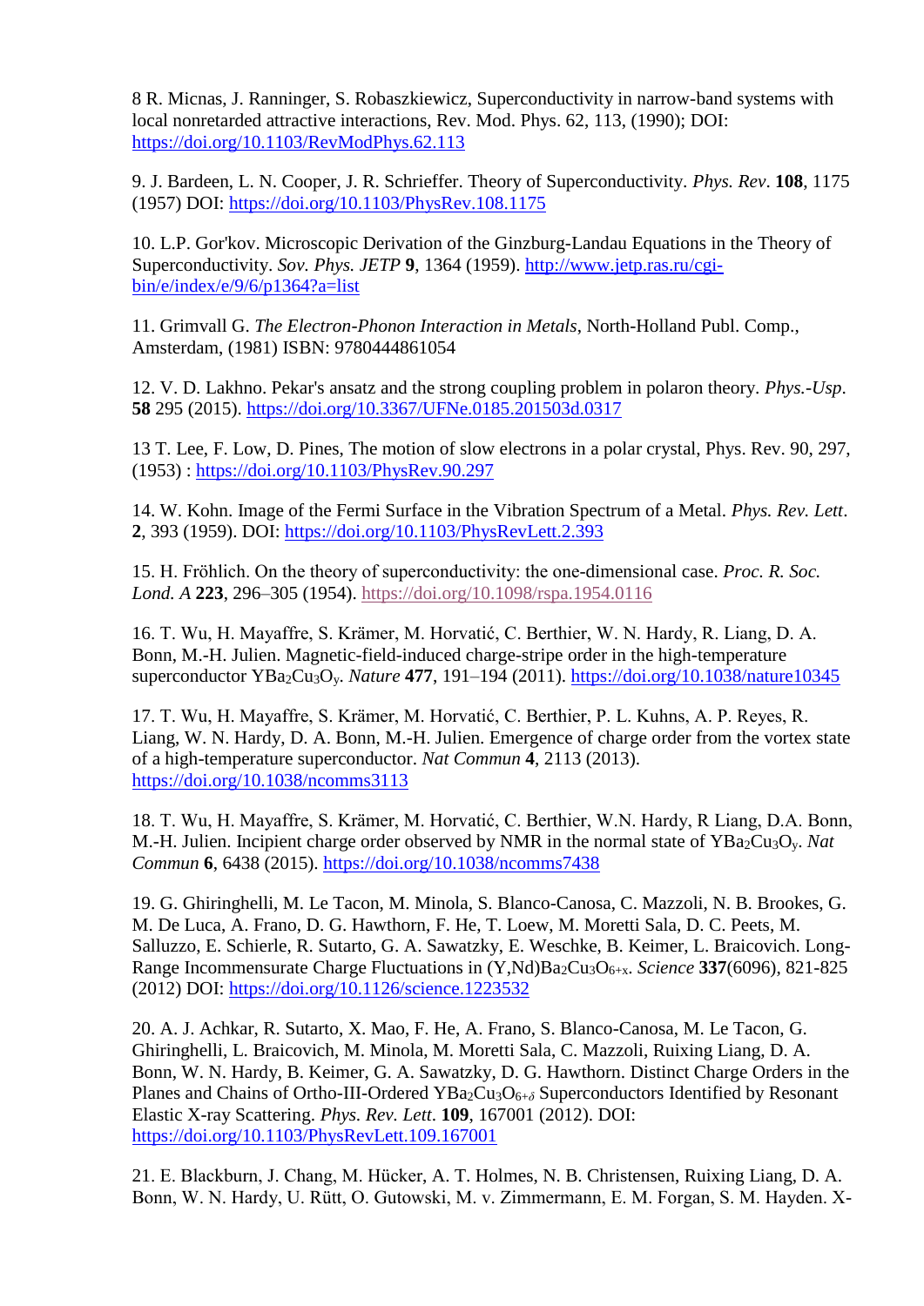8 R. Micnas, J. Ranninger, S. Robaszkiewicz, Superconductivity in narrow-band systems with local nonretarded attractive interactions, Rev. Mod. Phys. 62, 113, (1990); DOI: https://doi.org/10.1103/RevModPhys.62.113

9. J. Bardeen, L. N. Cooper, J. R. Schrieffer. Theory of Superconductivity. *Phys. Rev*. **108**, 1175 (1957) DOI: https://doi.org/10.1103/PhysRev.108.1175

10. L.P. Gor'kov. Microscopic Derivation of the Ginzburg-Landau Equations in the Theory of Superconductivity. *Sov. Phys. JETP* **9**, 1364 (1959). http://www.jetp.ras.ru/cgi-bin/e/index/e/9/6/p1364?a=list

11. Grimvall G. *The Electron-Phonon Interaction in Metals*, North-Holland Publ. Comp., Amsterdam, (1981) ISBN: 9780444861054

12. V. D. Lakhno. Pekar's ansatz and the strong coupling problem in polaron theory. *Phys.-Usp*. **58** 295 (2015). https://doi.org/10.3367/UFNe.0185.201503d.0317

13 T. Lee, F. Low, D. Pines, The motion of slow electrons in a polar crystal, Phys. Rev. 90, 297, (1953) : https://doi.org/10.1103/PhysRev.90.297

14. W. Kohn. Image of the Fermi Surface in the Vibration Spectrum of a Metal. *Phys. Rev. Lett*. **2**, 393 (1959). DOI: https://doi.org/10.1103/PhysRevLett.2.393

15. H. Fröhlich. On the theory of superconductivity: the one-dimensional case. *Proc. R. Soc. Lond. A* **223**, 296–305 (1954). https://doi.org/10.1098/rspa.1954.0116

16. T. Wu, H. Mayaffre, S. Krämer, M. Horvatić, C. Berthier, W. N. Hardy, R. Liang, D. A. Bonn, M.-H. Julien. Magnetic-field-induced charge-stripe order in the high-temperature superconductor $YBa_2Cu_3O_y$. *Nature* **477**, 191–194 (2011). https://doi.org/10.1038/nature10345

17. T. Wu, H. Mayaffre, S. Krämer, M. Horvatić, C. Berthier, P. L. Kuhns, A. P. Reyes, R. Liang, W. N. Hardy, D. A. Bonn, M.-H. Julien. Emergence of charge order from the vortex state of a high-temperature superconductor. *Nat Commun* **4**, 2113 (2013). https://doi.org/10.1038/ncomms3113

18. T. Wu, H. Mayaffre, S. Krämer, M. Horvatić, C. Berthier, W.N. Hardy, R Liang, D.A. Bonn, M.-H. Julien. Incipient charge order observed by NMR in the normal state of $YBa_2Cu_3O_y$. *Nat Commun* **6**, 6438 (2015). https://doi.org/10.1038/ncomms7438

19. G. Ghiringhelli, M. Le Tacon, M. Minola, S. Blanco-Canosa, C. Mazzoli, N. B. Brookes, G. M. De Luca, A. Frano, D. G. Hawthorn, F. He, T. Loew, M. Moretti Sala, D. C. Peets, M. Salluzzo, E. Schierle, R. Sutarto, G. A. Sawatzky, E. Weschke, B. Keimer, L. Braicovich. Long-Range Incommensurate Charge Fluctuations in (Y,Nd)$Ba_2Cu_3O_{6+x}$. *Science* **337**(6096), 821-825 (2012) DOI: https://doi.org/10.1126/science.1223532

20. A. J. Achkar, R. Sutarto, X. Mao, F. He, A. Frano, S. Blanco-Canosa, M. Le Tacon, G. Ghiringhelli, L. Braicovich, M. Minola, M. Moretti Sala, C. Mazzoli, Ruixing Liang, D. A. Bonn, W. N. Hardy, B. Keimer, G. A. Sawatzky, D. G. Hawthorn. Distinct Charge Orders in the Planes and Chains of Ortho-III-Ordered $YBa_2Cu_3O_{6+\delta}$ Superconductors Identified by Resonant Elastic X-ray Scattering. *Phys. Rev. Lett*. **109**, 167001 (2012). DOI: https://doi.org/10.1103/PhysRevLett.109.167001

21. E. Blackburn, J. Chang, M. Hücker, A. T. Holmes, N. B. Christensen, Ruixing Liang, D. A. Bonn, W. N. Hardy, U. Rütt, O. Gutowski, M. v. Zimmermann, E. M. Forgan, S. M. Hayden. X-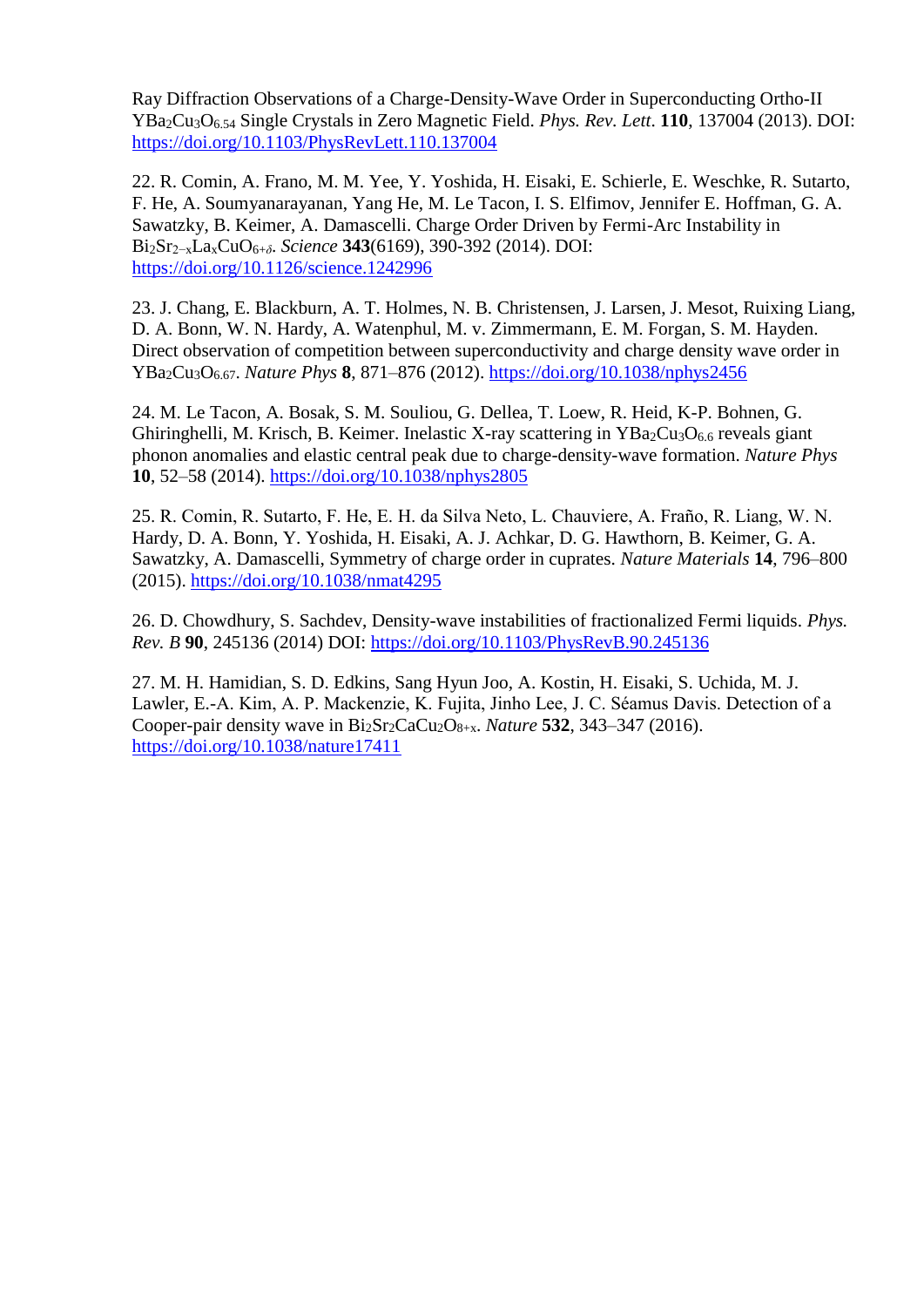Ray Diffraction Observations of a Charge-Density-Wave Order in Superconducting Ortho-II $YBa_2Cu_3O_{6.54}$ Single Crystals in Zero Magnetic Field. *Phys. Rev. Lett*. **110**, 137004 (2013). DOI: https://doi.org/10.1103/PhysRevLett.110.137004

22. R. Comin, A. Frano, M. M. Yee, Y. Yoshida, H. Eisaki, E. Schierle, E. Weschke, R. Sutarto, F. He, A. Soumyanarayanan, Yang He, M. Le Tacon, I. S. Elfimov, Jennifer E. Hoffman, G. A. Sawatzky, B. Keimer, A. Damascelli. Charge Order Driven by Fermi-Arc Instability in $Bi_2Sr_{2-x}La_xCuO_{6+\delta}$. *Science* **343**(6169), 390-392 (2014). DOI: https://doi.org/10.1126/science.1242996

23. J. Chang, E. Blackburn, A. T. Holmes, N. B. Christensen, J. Larsen, J. Mesot, Ruixing Liang, D. A. Bonn, W. N. Hardy, A. Watenphul, M. v. Zimmermann, E. M. Forgan, S. M. Hayden. Direct observation of competition between superconductivity and charge density wave order in $YBa_2Cu_3O_{6.67}$. *Nature Phys* **8**, 871–876 (2012). https://doi.org/10.1038/nphys2456

24. M. Le Tacon, A. Bosak, S. M. Souliou, G. Dellea, T. Loew, R. Heid, K-P. Bohnen, G. Ghiringhelli, M. Krisch, B. Keimer. Inelastic X-ray scattering in $YBa_2Cu_3O_{6.6}$ reveals giant phonon anomalies and elastic central peak due to charge-density-wave formation. *Nature Phys* **10**, 52–58 (2014). https://doi.org/10.1038/nphys2805

25. R. Comin, R. Sutarto, F. He, E. H. da Silva Neto, L. Chauviere, A. Fraño, R. Liang, W. N. Hardy, D. A. Bonn, Y. Yoshida, H. Eisaki, A. J. Achkar, D. G. Hawthorn, B. Keimer, G. A. Sawatzky, A. Damascelli, Symmetry of charge order in cuprates. *Nature Materials* **14**, 796–800 (2015). https://doi.org/10.1038/nmat4295

26. D. Chowdhury, S. Sachdev, Density-wave instabilities of fractionalized Fermi liquids. *Phys. Rev. B* **90**, 245136 (2014) DOI: https://doi.org/10.1103/PhysRevB.90.245136

27. M. H. Hamidian, S. D. Edkins, Sang Hyun Joo, A. Kostin, H. Eisaki, S. Uchida, M. J. Lawler, E.-A. Kim, A. P. Mackenzie, K. Fujita, Jinho Lee, J. C. Séamus Davis. Detection of a Cooper-pair density wave in $Bi_2Sr_2CaCu_2O_{8+x}$. *Nature* **532**, 343–347 (2016). https://doi.org/10.1038/nature17411